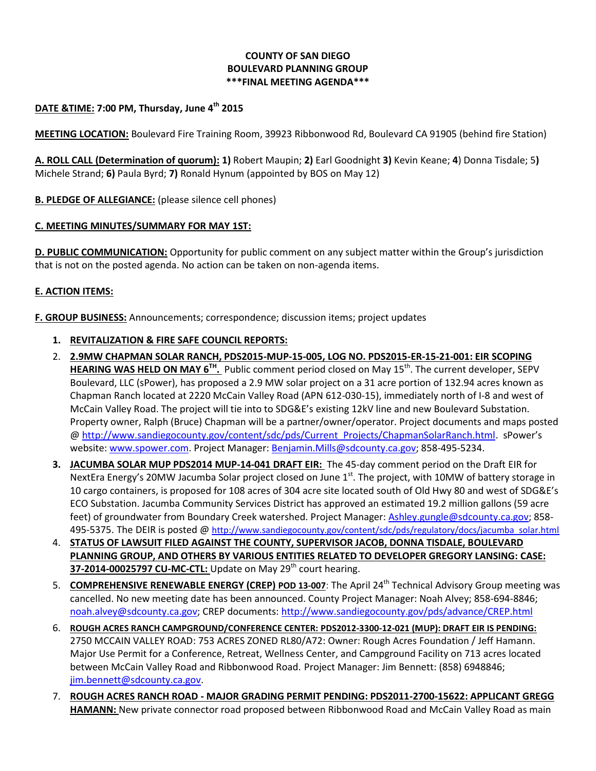**COUNTY OF SAN DIEGO**
**BOULEVARD PLANNING GROUP**
**\*\*\*FINAL MEETING AGENDA\*\*\***

**DATE &TIME: 7:00 PM, Thursday, June 4th 2015**

**MEETING LOCATION:** Boulevard Fire Training Room, 39923 Ribbonwood Rd, Boulevard CA 91905 (behind fire Station)

**A. ROLL CALL (Determination of quorum): 1)** Robert Maupin; **2)** Earl Goodnight **3)** Kevin Keane; **4**) Donna Tisdale; 5**)** Michele Strand; **6)** Paula Byrd; **7)** Ronald Hynum (appointed by BOS on May 12)

**B. PLEDGE OF ALLEGIANCE:** (please silence cell phones)

**C. MEETING MINUTES/SUMMARY FOR MAY 1ST:**

**D. PUBLIC COMMUNICATION:** Opportunity for public comment on any subject matter within the Group's jurisdiction that is not on the posted agenda. No action can be taken on non-agenda items.

**E. ACTION ITEMS:**

**F. GROUP BUSINESS:** Announcements; correspondence; discussion items; project updates

1. **REVITALIZATION & FIRE SAFE COUNCIL REPORTS:**
2. **2.9MW CHAPMAN SOLAR RANCH, PDS2015-MUP-15-005, LOG NO. PDS2015-ER-15-21-001: EIR SCOPING HEARING WAS HELD ON MAY 6TH.** Public comment period closed on May 15th. The current developer, SEPV Boulevard, LLC (sPower), has proposed a 2.9 MW solar project on a 31 acre portion of 132.94 acres known as Chapman Ranch located at 2220 McCain Valley Road (APN 612-030-15), immediately north of I-8 and west of McCain Valley Road. The project will tie into to SDG&E's existing 12kV line and new Boulevard Substation. Property owner, Ralph (Bruce) Chapman will be a partner/owner/operator. Project documents and maps posted @ http://www.sandiegocounty.gov/content/sdc/pds/Current_Projects/ChapmanSolarRanch.html. sPower's website: www.spower.com. Project Manager: Benjamin.Mills@sdcounty.ca.gov; 858-495-5234.
3. **JACUMBA SOLAR MUP PDS2014 MUP-14-041 DRAFT EIR:** The 45-day comment period on the Draft EIR for NextEra Energy's 20MW Jacumba Solar project closed on June 1st. The project, with 10MW of battery storage in 10 cargo containers, is proposed for 108 acres of 304 acre site located south of Old Hwy 80 and west of SDG&E's ECO Substation. Jacumba Community Services District has approved an estimated 19.2 million gallons (59 acre feet) of groundwater from Boundary Creek watershed. Project Manager: Ashley.gungle@sdcounty.ca.gov; 858-495-5375. The DEIR is posted @ http://www.sandiegocounty.gov/content/sdc/pds/regulatory/docs/jacumba_solar.html
4. **STATUS OF LAWSUIT FILED AGAINST THE COUNTY, SUPERVISOR JACOB, DONNA TISDALE, BOULEVARD PLANNING GROUP, AND OTHERS BY VARIOUS ENTITIES RELATED TO DEVELOPER GREGORY LANSING: CASE: 37-2014-00025797 CU-MC-CTL:** Update on May 29th court hearing.
5. **COMPREHENSIVE RENEWABLE ENERGY (CREP) POD 13-007**: The April 24th Technical Advisory Group meeting was cancelled. No new meeting date has been announced. County Project Manager: Noah Alvey; 858-694-8846; noah.alvey@sdcounty.ca.gov; CREP documents: http://www.sandiegocounty.gov/pds/advance/CREP.html
6. **ROUGH ACRES RANCH CAMPGROUND/CONFERENCE CENTER: PDS2012-3300-12-021 (MUP): DRAFT EIR IS PENDING:** 2750 MCCAIN VALLEY ROAD: 753 ACRES ZONED RL80/A72: Owner: Rough Acres Foundation / Jeff Hamann. Major Use Permit for a Conference, Retreat, Wellness Center, and Campground Facility on 713 acres located between McCain Valley Road and Ribbonwood Road. Project Manager: Jim Bennett: (858) 6948846; jim.bennett@sdcounty.ca.gov.
7. **ROUGH ACRES RANCH ROAD - MAJOR GRADING PERMIT PENDING: PDS2011-2700-15622: APPLICANT GREGG HAMANN:** New private connector road proposed between Ribbonwood Road and McCain Valley Road as main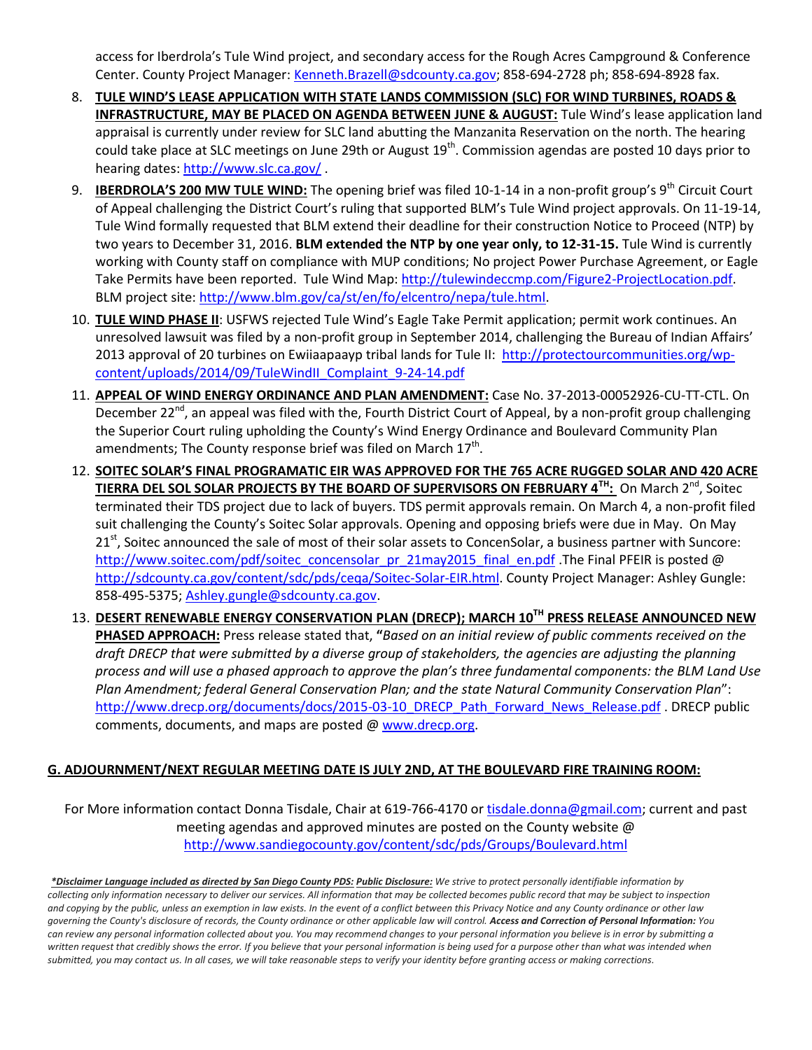access for Iberdrola's Tule Wind project, and secondary access for the Rough Acres Campground & Conference Center. County Project Manager: Kenneth.Brazell@sdcounty.ca.gov; 858-694-2728 ph; 858-694-8928 fax.

8. **TULE WIND'S LEASE APPLICATION WITH STATE LANDS COMMISSION (SLC) FOR WIND TURBINES, ROADS & INFRASTRUCTURE, MAY BE PLACED ON AGENDA BETWEEN JUNE & AUGUST:** Tule Wind's lease application land appraisal is currently under review for SLC land abutting the Manzanita Reservation on the north. The hearing could take place at SLC meetings on June 29th or August 19th. Commission agendas are posted 10 days prior to hearing dates: http://www.slc.ca.gov/ .
9. **IBERDROLA'S 200 MW TULE WIND:** The opening brief was filed 10-1-14 in a non-profit group's 9th Circuit Court of Appeal challenging the District Court's ruling that supported BLM's Tule Wind project approvals. On 11-19-14, Tule Wind formally requested that BLM extend their deadline for their construction Notice to Proceed (NTP) by two years to December 31, 2016. **BLM extended the NTP by one year only, to 12-31-15.** Tule Wind is currently working with County staff on compliance with MUP conditions; No project Power Purchase Agreement, or Eagle Take Permits have been reported. Tule Wind Map: http://tulewindeccmp.com/Figure2-ProjectLocation.pdf. BLM project site: http://www.blm.gov/ca/st/en/fo/elcentro/nepa/tule.html.
10. **TULE WIND PHASE II**: USFWS rejected Tule Wind's Eagle Take Permit application; permit work continues. An unresolved lawsuit was filed by a non-profit group in September 2014, challenging the Bureau of Indian Affairs' 2013 approval of 20 turbines on Ewiiaapaayp tribal lands for Tule II: http://protectourcommunities.org/wp-content/uploads/2014/09/TuleWindII_Complaint_9-24-14.pdf
11. **APPEAL OF WIND ENERGY ORDINANCE AND PLAN AMENDMENT:** Case No. 37-2013-00052926-CU-TT-CTL. On December 22nd, an appeal was filed with the, Fourth District Court of Appeal, by a non-profit group challenging the Superior Court ruling upholding the County's Wind Energy Ordinance and Boulevard Community Plan amendments; The County response brief was filed on March 17th.
12. **SOITEC SOLAR'S FINAL PROGRAMATIC EIR WAS APPROVED FOR THE 765 ACRE RUGGED SOLAR AND 420 ACRE TIERRA DEL SOL SOLAR PROJECTS BY THE BOARD OF SUPERVISORS ON FEBRUARY 4TH:** On March 2nd, Soitec terminated their TDS project due to lack of buyers. TDS permit approvals remain. On March 4, a non-profit filed suit challenging the County's Soitec Solar approvals. Opening and opposing briefs were due in May. On May 21st, Soitec announced the sale of most of their solar assets to ConcenSolar, a business partner with Suncore: http://www.soitec.com/pdf/soitec_concensolar_pr_21may2015_final_en.pdf .The Final PFEIR is posted @ http://sdcounty.ca.gov/content/sdc/pds/ceqa/Soitec-Solar-EIR.html. County Project Manager: Ashley Gungle: 858-495-5375; Ashley.gungle@sdcounty.ca.gov.
13. **DESERT RENEWABLE ENERGY CONSERVATION PLAN (DRECP); MARCH 10TH PRESS RELEASE ANNOUNCED NEW PHASED APPROACH:** Press release stated that, **"***Based on an initial review of public comments received on the draft DRECP that were submitted by a diverse group of stakeholders, the agencies are adjusting the planning process and will use a phased approach to approve the plan's three fundamental components: the BLM Land Use Plan Amendment; federal General Conservation Plan; and the state Natural Community Conservation Plan*": http://www.drecp.org/documents/docs/2015-03-10_DRECP_Path_Forward_News_Release.pdf . DRECP public comments, documents, and maps are posted @ www.drecp.org.

**G. ADJOURNMENT/NEXT REGULAR MEETING DATE IS JULY 2ND, AT THE BOULEVARD FIRE TRAINING ROOM:**

For More information contact Donna Tisdale, Chair at 619-766-4170 or tisdale.donna@gmail.com; current and past meeting agendas and approved minutes are posted on the County website @ http://www.sandiegocounty.gov/content/sdc/pds/Groups/Boulevard.html

***Disclaimer Language included as directed by San Diego County PDS: Public Disclosure:** We strive to protect personally identifiable information by collecting only information necessary to deliver our services. All information that may be collected becomes public record that may be subject to inspection and copying by the public, unless an exemption in law exists. In the event of a conflict between this Privacy Notice and any County ordinance or other law governing the County's disclosure of records, the County ordinance or other applicable law will control. **Access and Correction of Personal Information:** You can review any personal information collected about you. You may recommend changes to your personal information you believe is in error by submitting a written request that credibly shows the error. If you believe that your personal information is being used for a purpose other than what was intended when submitted, you may contact us. In all cases, we will take reasonable steps to verify your identity before granting access or making corrections.*